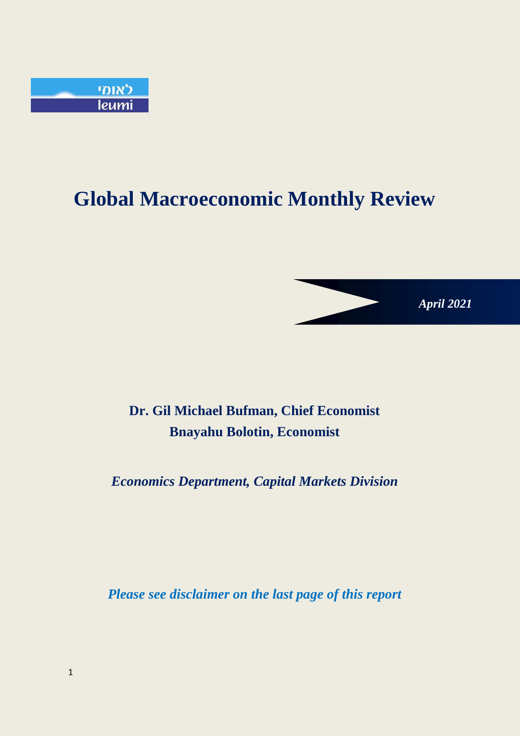לאומי
leumi

# Global Macroeconomic Monthly Review

***April 2021***

**Dr. Gil Michael Bufman, Chief Economist**
**Bnayahu Bolotin, Economist**

***Economics Department, Capital Markets Division***

***Please see disclaimer on the last page of this report***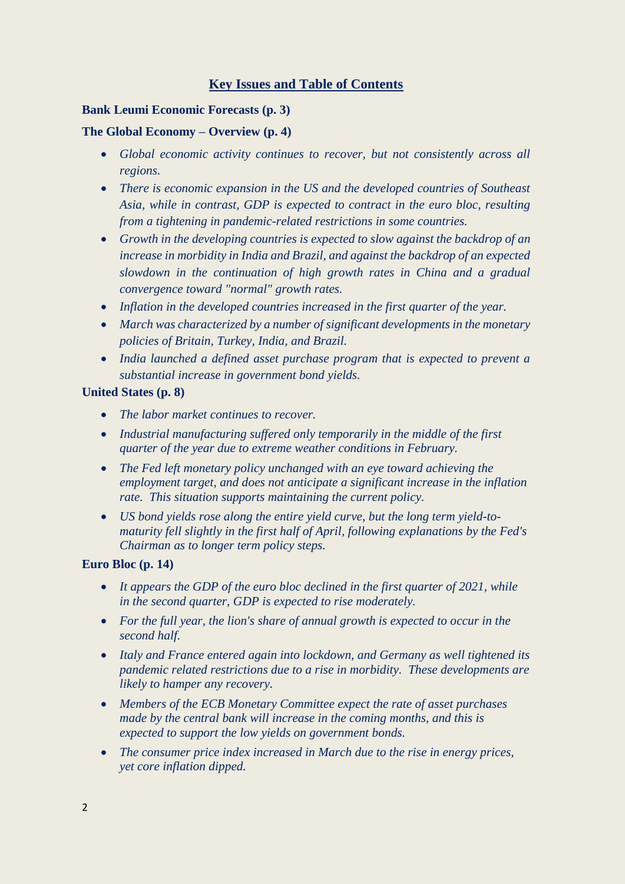## Key Issues and Table of Contents

**Bank Leumi Economic Forecasts (p. 3)**

**The Global Economy – Overview (p. 4)**

- *Global economic activity continues to recover, but not consistently across all regions.*
- *There is economic expansion in the US and the developed countries of Southeast Asia, while in contrast, GDP is expected to contract in the euro bloc, resulting from a tightening in pandemic-related restrictions in some countries.*
- *Growth in the developing countries is expected to slow against the backdrop of an increase in morbidity in India and Brazil, and against the backdrop of an expected slowdown in the continuation of high growth rates in China and a gradual convergence toward "normal" growth rates.*
- *Inflation in the developed countries increased in the first quarter of the year.*
- *March was characterized by a number of significant developments in the monetary policies of Britain, Turkey, India, and Brazil.*
- *India launched a defined asset purchase program that is expected to prevent a substantial increase in government bond yields.*

**United States (p. 8)**

- *The labor market continues to recover.*
- *Industrial manufacturing suffered only temporarily in the middle of the first quarter of the year due to extreme weather conditions in February.*
- *The Fed left monetary policy unchanged with an eye toward achieving the employment target, and does not anticipate a significant increase in the inflation rate. This situation supports maintaining the current policy.*
- *US bond yields rose along the entire yield curve, but the long term yield-to-maturity fell slightly in the first half of April, following explanations by the Fed's Chairman as to longer term policy steps.*

**Euro Bloc (p. 14)**

- *It appears the GDP of the euro bloc declined in the first quarter of 2021, while in the second quarter, GDP is expected to rise moderately.*
- *For the full year, the lion's share of annual growth is expected to occur in the second half.*
- *Italy and France entered again into lockdown, and Germany as well tightened its pandemic related restrictions due to a rise in morbidity. These developments are likely to hamper any recovery.*
- *Members of the ECB Monetary Committee expect the rate of asset purchases made by the central bank will increase in the coming months, and this is expected to support the low yields on government bonds.*
- *The consumer price index increased in March due to the rise in energy prices, yet core inflation dipped.*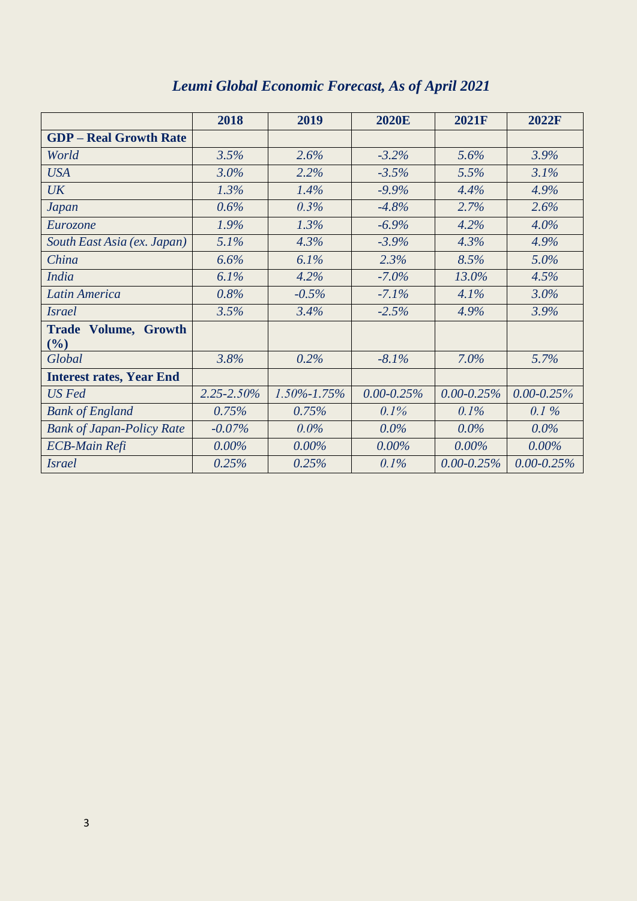# *Leumi Global Economic Forecast, As of April 2021*

| | 2018 | 2019 | 2020E | 2021F | 2022F |
|---|---|---|---|---|---|
| **GDP – Real Growth Rate** | | | | | |
| *World* | *3.5%* | *2.6%* | *-3.2%* | *5.6%* | *3.9%* |
| *USA* | *3.0%* | *2.2%* | *-3.5%* | *5.5%* | *3.1%* |
| *UK* | *1.3%* | *1.4%* | *-9.9%* | *4.4%* | *4.9%* |
| *Japan* | *0.6%* | *0.3%* | *-4.8%* | *2.7%* | *2.6%* |
| *Eurozone* | *1.9%* | *1.3%* | *-6.9%* | *4.2%* | *4.0%* |
| *South East Asia (ex. Japan)* | *5.1%* | *4.3%* | *-3.9%* | *4.3%* | *4.9%* |
| *China* | *6.6%* | *6.1%* | *2.3%* | *8.5%* | *5.0%* |
| *India* | *6.1%* | *4.2%* | *-7.0%* | *13.0%* | *4.5%* |
| *Latin America* | *0.8%* | *-0.5%* | *-7.1%* | *4.1%* | *3.0%* |
| *Israel* | *3.5%* | *3.4%* | *-2.5%* | *4.9%* | *3.9%* |
| **Trade Volume, Growth (%)** | | | | | |
| *Global* | *3.8%* | *0.2%* | *-8.1%* | *7.0%* | *5.7%* |
| **Interest rates, Year End** | | | | | |
| *US Fed* | *2.25-2.50%* | *1.50%-1.75%* | *0.00-0.25%* | *0.00-0.25%* | *0.00-0.25%* |
| *Bank of England* | *0.75%* | *0.75%* | *0.1%* | *0.1%* | *0.1 %* |
| *Bank of Japan-Policy Rate* | *-0.07%* | *0.0%* | *0.0%* | *0.0%* | *0.0%* |
| *ECB-Main Refi* | *0.00%* | *0.00%* | *0.00%* | *0.00%* | *0.00%* |
| *Israel* | *0.25%* | *0.25%* | *0.1%* | *0.00-0.25%* | *0.00-0.25%* |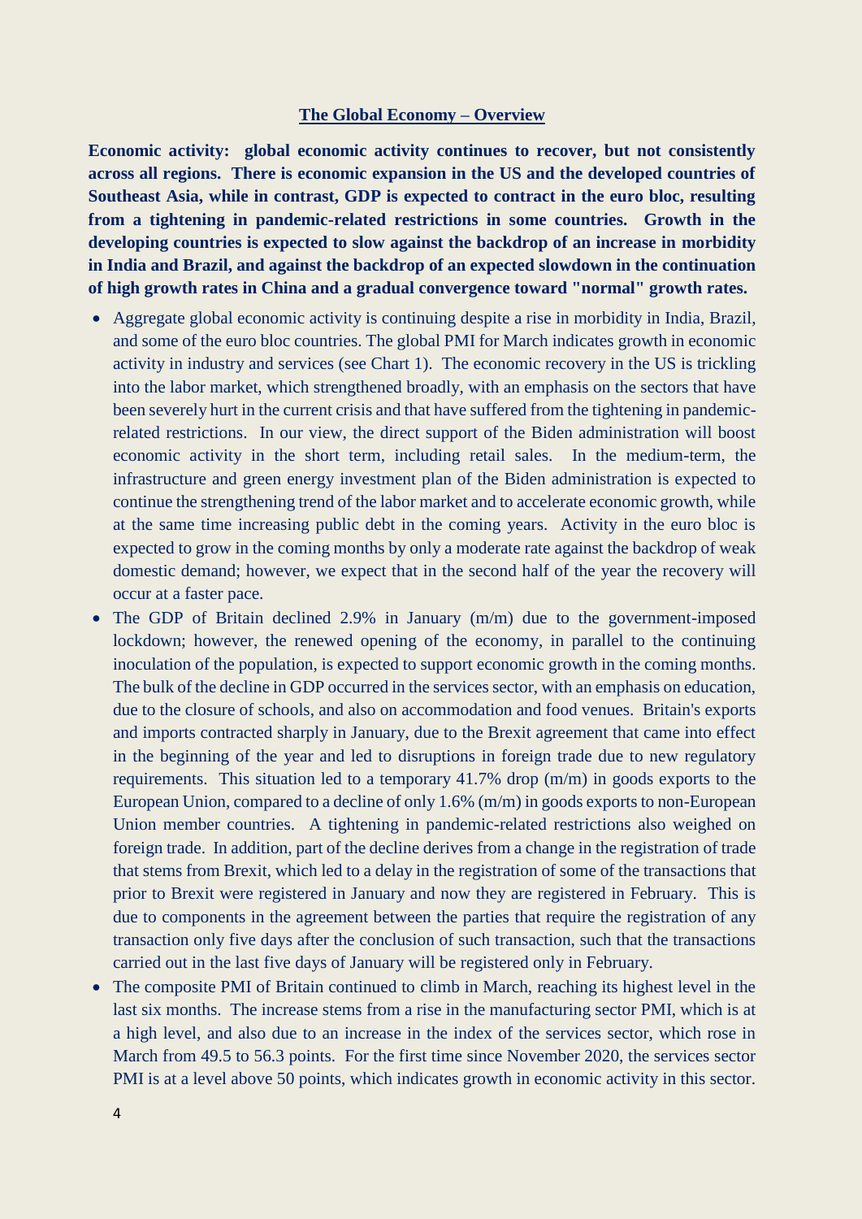## The Global Economy – Overview

**Economic activity: global economic activity continues to recover, but not consistently across all regions. There is economic expansion in the US and the developed countries of Southeast Asia, while in contrast, GDP is expected to contract in the euro bloc, resulting from a tightening in pandemic-related restrictions in some countries. Growth in the developing countries is expected to slow against the backdrop of an increase in morbidity in India and Brazil, and against the backdrop of an expected slowdown in the continuation of high growth rates in China and a gradual convergence toward "normal" growth rates.**

- Aggregate global economic activity is continuing despite a rise in morbidity in India, Brazil, and some of the euro bloc countries. The global PMI for March indicates growth in economic activity in industry and services (see Chart 1). The economic recovery in the US is trickling into the labor market, which strengthened broadly, with an emphasis on the sectors that have been severely hurt in the current crisis and that have suffered from the tightening in pandemic-related restrictions. In our view, the direct support of the Biden administration will boost economic activity in the short term, including retail sales. In the medium-term, the infrastructure and green energy investment plan of the Biden administration is expected to continue the strengthening trend of the labor market and to accelerate economic growth, while at the same time increasing public debt in the coming years. Activity in the euro bloc is expected to grow in the coming months by only a moderate rate against the backdrop of weak domestic demand; however, we expect that in the second half of the year the recovery will occur at a faster pace.
- The GDP of Britain declined 2.9% in January (m/m) due to the government-imposed lockdown; however, the renewed opening of the economy, in parallel to the continuing inoculation of the population, is expected to support economic growth in the coming months. The bulk of the decline in GDP occurred in the services sector, with an emphasis on education, due to the closure of schools, and also on accommodation and food venues. Britain's exports and imports contracted sharply in January, due to the Brexit agreement that came into effect in the beginning of the year and led to disruptions in foreign trade due to new regulatory requirements. This situation led to a temporary 41.7% drop (m/m) in goods exports to the European Union, compared to a decline of only 1.6% (m/m) in goods exports to non-European Union member countries. A tightening in pandemic-related restrictions also weighed on foreign trade. In addition, part of the decline derives from a change in the registration of trade that stems from Brexit, which led to a delay in the registration of some of the transactions that prior to Brexit were registered in January and now they are registered in February. This is due to components in the agreement between the parties that require the registration of any transaction only five days after the conclusion of such transaction, such that the transactions carried out in the last five days of January will be registered only in February.
- The composite PMI of Britain continued to climb in March, reaching its highest level in the last six months. The increase stems from a rise in the manufacturing sector PMI, which is at a high level, and also due to an increase in the index of the services sector, which rose in March from 49.5 to 56.3 points. For the first time since November 2020, the services sector PMI is at a level above 50 points, which indicates growth in economic activity in this sector.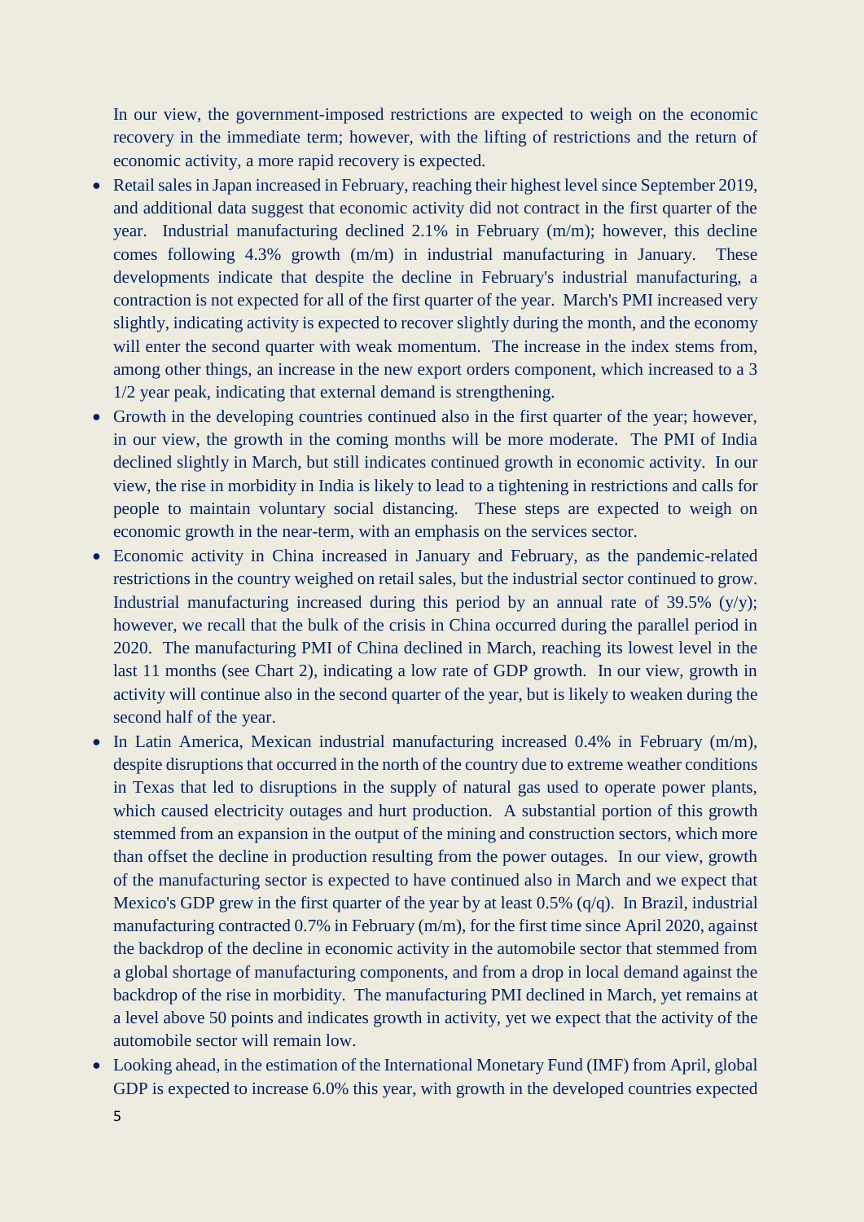In our view, the government-imposed restrictions are expected to weigh on the economic recovery in the immediate term; however, with the lifting of restrictions and the return of economic activity, a more rapid recovery is expected.

- Retail sales in Japan increased in February, reaching their highest level since September 2019, and additional data suggest that economic activity did not contract in the first quarter of the year. Industrial manufacturing declined 2.1% in February (m/m); however, this decline comes following 4.3% growth (m/m) in industrial manufacturing in January. These developments indicate that despite the decline in February's industrial manufacturing, a contraction is not expected for all of the first quarter of the year. March's PMI increased very slightly, indicating activity is expected to recover slightly during the month, and the economy will enter the second quarter with weak momentum. The increase in the index stems from, among other things, an increase in the new export orders component, which increased to a 3 1/2 year peak, indicating that external demand is strengthening.
- Growth in the developing countries continued also in the first quarter of the year; however, in our view, the growth in the coming months will be more moderate. The PMI of India declined slightly in March, but still indicates continued growth in economic activity. In our view, the rise in morbidity in India is likely to lead to a tightening in restrictions and calls for people to maintain voluntary social distancing. These steps are expected to weigh on economic growth in the near-term, with an emphasis on the services sector.
- Economic activity in China increased in January and February, as the pandemic-related restrictions in the country weighed on retail sales, but the industrial sector continued to grow. Industrial manufacturing increased during this period by an annual rate of 39.5% (y/y); however, we recall that the bulk of the crisis in China occurred during the parallel period in 2020. The manufacturing PMI of China declined in March, reaching its lowest level in the last 11 months (see Chart 2), indicating a low rate of GDP growth. In our view, growth in activity will continue also in the second quarter of the year, but is likely to weaken during the second half of the year.
- In Latin America, Mexican industrial manufacturing increased 0.4% in February (m/m), despite disruptions that occurred in the north of the country due to extreme weather conditions in Texas that led to disruptions in the supply of natural gas used to operate power plants, which caused electricity outages and hurt production. A substantial portion of this growth stemmed from an expansion in the output of the mining and construction sectors, which more than offset the decline in production resulting from the power outages. In our view, growth of the manufacturing sector is expected to have continued also in March and we expect that Mexico's GDP grew in the first quarter of the year by at least 0.5% (q/q). In Brazil, industrial manufacturing contracted 0.7% in February (m/m), for the first time since April 2020, against the backdrop of the decline in economic activity in the automobile sector that stemmed from a global shortage of manufacturing components, and from a drop in local demand against the backdrop of the rise in morbidity. The manufacturing PMI declined in March, yet remains at a level above 50 points and indicates growth in activity, yet we expect that the activity of the automobile sector will remain low.
- Looking ahead, in the estimation of the International Monetary Fund (IMF) from April, global GDP is expected to increase 6.0% this year, with growth in the developed countries expected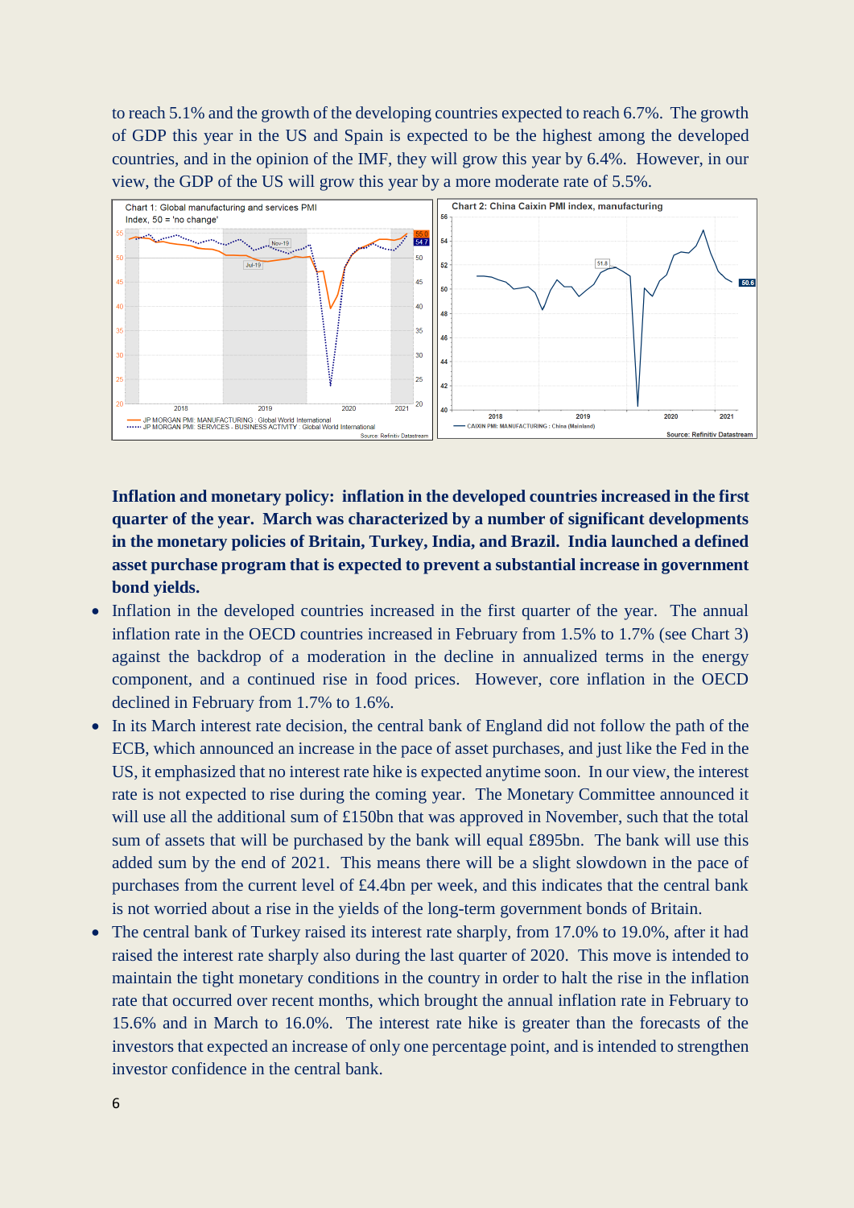to reach 5.1% and the growth of the developing countries expected to reach 6.7%. The growth of GDP this year in the US and Spain is expected to be the highest among the developed countries, and in the opinion of the IMF, they will grow this year by 6.4%. However, in our view, the GDP of the US will grow this year by a more moderate rate of 5.5%.

**Inflation and monetary policy: inflation in the developed countries increased in the first quarter of the year. March was characterized by a number of significant developments in the monetary policies of Britain, Turkey, India, and Brazil. India launched a defined asset purchase program that is expected to prevent a substantial increase in government bond yields.**

- Inflation in the developed countries increased in the first quarter of the year. The annual inflation rate in the OECD countries increased in February from 1.5% to 1.7% (see Chart 3) against the backdrop of a moderation in the decline in annualized terms in the energy component, and a continued rise in food prices. However, core inflation in the OECD declined in February from 1.7% to 1.6%.
- In its March interest rate decision, the central bank of England did not follow the path of the ECB, which announced an increase in the pace of asset purchases, and just like the Fed in the US, it emphasized that no interest rate hike is expected anytime soon. In our view, the interest rate is not expected to rise during the coming year. The Monetary Committee announced it will use all the additional sum of £150bn that was approved in November, such that the total sum of assets that will be purchased by the bank will equal £895bn. The bank will use this added sum by the end of 2021. This means there will be a slight slowdown in the pace of purchases from the current level of £4.4bn per week, and this indicates that the central bank is not worried about a rise in the yields of the long-term government bonds of Britain.
- The central bank of Turkey raised its interest rate sharply, from 17.0% to 19.0%, after it had raised the interest rate sharply also during the last quarter of 2020. This move is intended to maintain the tight monetary conditions in the country in order to halt the rise in the inflation rate that occurred over recent months, which brought the annual inflation rate in February to 15.6% and in March to 16.0%. The interest rate hike is greater than the forecasts of the investors that expected an increase of only one percentage point, and is intended to strengthen investor confidence in the central bank.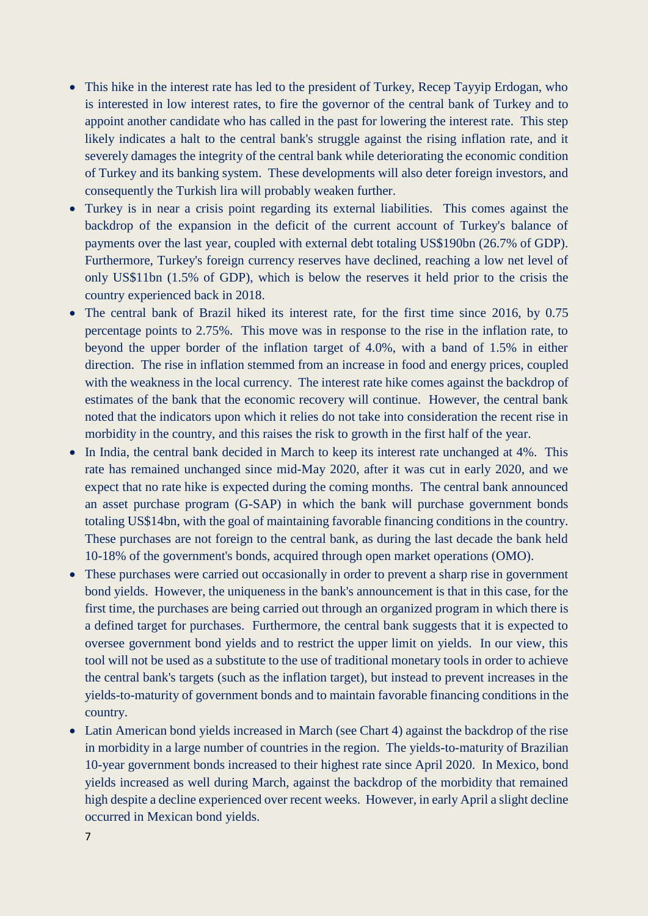- This hike in the interest rate has led to the president of Turkey, Recep Tayyip Erdogan, who is interested in low interest rates, to fire the governor of the central bank of Turkey and to appoint another candidate who has called in the past for lowering the interest rate. This step likely indicates a halt to the central bank's struggle against the rising inflation rate, and it severely damages the integrity of the central bank while deteriorating the economic condition of Turkey and its banking system. These developments will also deter foreign investors, and consequently the Turkish lira will probably weaken further.
- Turkey is in near a crisis point regarding its external liabilities. This comes against the backdrop of the expansion in the deficit of the current account of Turkey's balance of payments over the last year, coupled with external debt totaling US$190bn (26.7% of GDP). Furthermore, Turkey's foreign currency reserves have declined, reaching a low net level of only US$11bn (1.5% of GDP), which is below the reserves it held prior to the crisis the country experienced back in 2018.
- The central bank of Brazil hiked its interest rate, for the first time since 2016, by 0.75 percentage points to 2.75%. This move was in response to the rise in the inflation rate, to beyond the upper border of the inflation target of 4.0%, with a band of 1.5% in either direction. The rise in inflation stemmed from an increase in food and energy prices, coupled with the weakness in the local currency. The interest rate hike comes against the backdrop of estimates of the bank that the economic recovery will continue. However, the central bank noted that the indicators upon which it relies do not take into consideration the recent rise in morbidity in the country, and this raises the risk to growth in the first half of the year.
- In India, the central bank decided in March to keep its interest rate unchanged at 4%. This rate has remained unchanged since mid-May 2020, after it was cut in early 2020, and we expect that no rate hike is expected during the coming months. The central bank announced an asset purchase program (G-SAP) in which the bank will purchase government bonds totaling US$14bn, with the goal of maintaining favorable financing conditions in the country. These purchases are not foreign to the central bank, as during the last decade the bank held 10-18% of the government's bonds, acquired through open market operations (OMO).
- These purchases were carried out occasionally in order to prevent a sharp rise in government bond yields. However, the uniqueness in the bank's announcement is that in this case, for the first time, the purchases are being carried out through an organized program in which there is a defined target for purchases. Furthermore, the central bank suggests that it is expected to oversee government bond yields and to restrict the upper limit on yields. In our view, this tool will not be used as a substitute to the use of traditional monetary tools in order to achieve the central bank's targets (such as the inflation target), but instead to prevent increases in the yields-to-maturity of government bonds and to maintain favorable financing conditions in the country.
- Latin American bond yields increased in March (see Chart 4) against the backdrop of the rise in morbidity in a large number of countries in the region. The yields-to-maturity of Brazilian 10-year government bonds increased to their highest rate since April 2020. In Mexico, bond yields increased as well during March, against the backdrop of the morbidity that remained high despite a decline experienced over recent weeks. However, in early April a slight decline occurred in Mexican bond yields.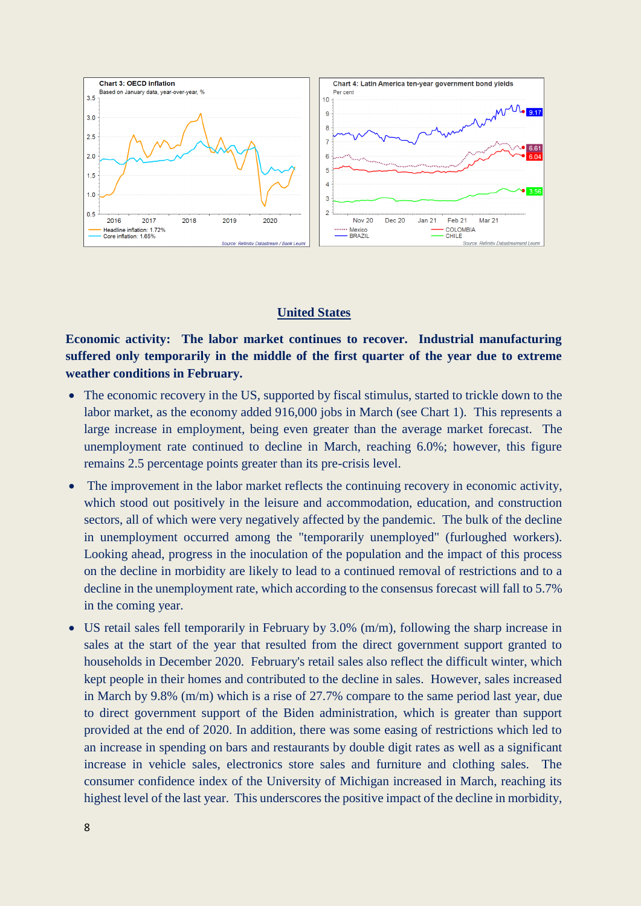## United States

**Economic activity: The labor market continues to recover. Industrial manufacturing suffered only temporarily in the middle of the first quarter of the year due to extreme weather conditions in February.**

- The economic recovery in the US, supported by fiscal stimulus, started to trickle down to the labor market, as the economy added 916,000 jobs in March (see Chart 1). This represents a large increase in employment, being even greater than the average market forecast. The unemployment rate continued to decline in March, reaching 6.0%; however, this figure remains 2.5 percentage points greater than its pre-crisis level.
- The improvement in the labor market reflects the continuing recovery in economic activity, which stood out positively in the leisure and accommodation, education, and construction sectors, all of which were very negatively affected by the pandemic. The bulk of the decline in unemployment occurred among the "temporarily unemployed" (furloughed workers). Looking ahead, progress in the inoculation of the population and the impact of this process on the decline in morbidity are likely to lead to a continued removal of restrictions and to a decline in the unemployment rate, which according to the consensus forecast will fall to 5.7% in the coming year.
- US retail sales fell temporarily in February by 3.0% (m/m), following the sharp increase in sales at the start of the year that resulted from the direct government support granted to households in December 2020. February's retail sales also reflect the difficult winter, which kept people in their homes and contributed to the decline in sales. However, sales increased in March by 9.8% (m/m) which is a rise of 27.7% compare to the same period last year, due to direct government support of the Biden administration, which is greater than support provided at the end of 2020. In addition, there was some easing of restrictions which led to an increase in spending on bars and restaurants by double digit rates as well as a significant increase in vehicle sales, electronics store sales and furniture and clothing sales. The consumer confidence index of the University of Michigan increased in March, reaching its highest level of the last year. This underscores the positive impact of the decline in morbidity,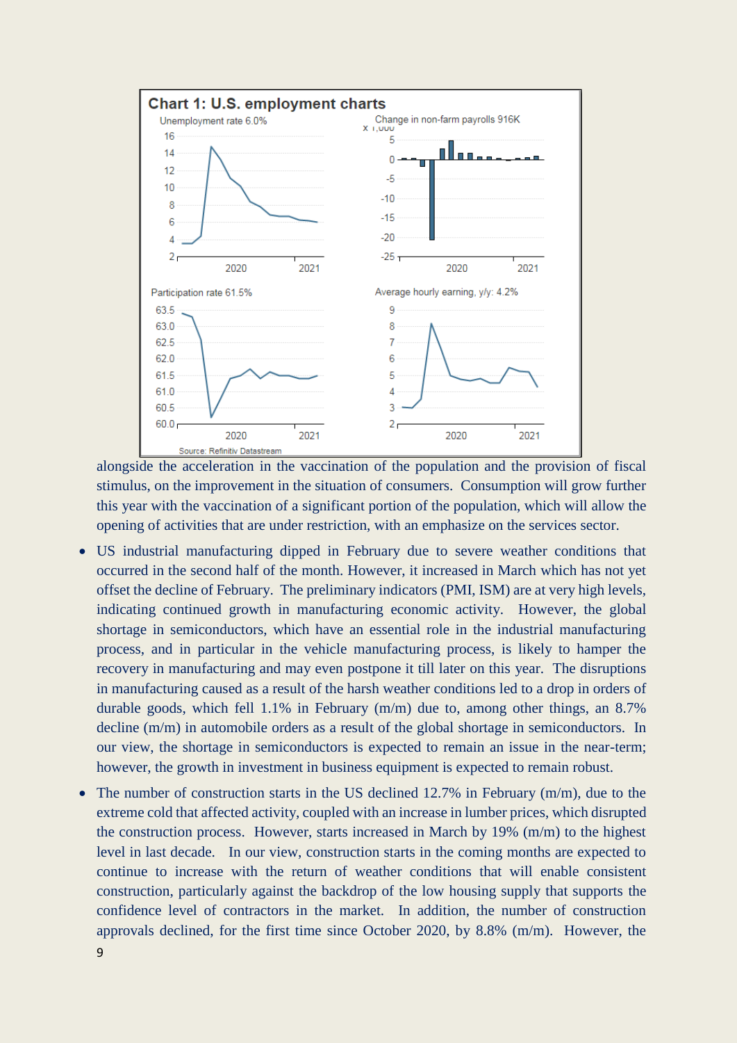**Chart 1: U.S. employment charts**

Source: Refinitiv Datastream

alongside the acceleration in the vaccination of the population and the provision of fiscal stimulus, on the improvement in the situation of consumers. Consumption will grow further this year with the vaccination of a significant portion of the population, which will allow the opening of activities that are under restriction, with an emphasize on the services sector.

- US industrial manufacturing dipped in February due to severe weather conditions that occurred in the second half of the month. However, it increased in March which has not yet offset the decline of February. The preliminary indicators (PMI, ISM) are at very high levels, indicating continued growth in manufacturing economic activity. However, the global shortage in semiconductors, which have an essential role in the industrial manufacturing process, and in particular in the vehicle manufacturing process, is likely to hamper the recovery in manufacturing and may even postpone it till later on this year. The disruptions in manufacturing caused as a result of the harsh weather conditions led to a drop in orders of durable goods, which fell 1.1% in February (m/m) due to, among other things, an 8.7% decline (m/m) in automobile orders as a result of the global shortage in semiconductors. In our view, the shortage in semiconductors is expected to remain an issue in the near-term; however, the growth in investment in business equipment is expected to remain robust.

- The number of construction starts in the US declined 12.7% in February (m/m), due to the extreme cold that affected activity, coupled with an increase in lumber prices, which disrupted the construction process. However, starts increased in March by 19% (m/m) to the highest level in last decade. In our view, construction starts in the coming months are expected to continue to increase with the return of weather conditions that will enable consistent construction, particularly against the backdrop of the low housing supply that supports the confidence level of contractors in the market. In addition, the number of construction approvals declined, for the first time since October 2020, by 8.8% (m/m). However, the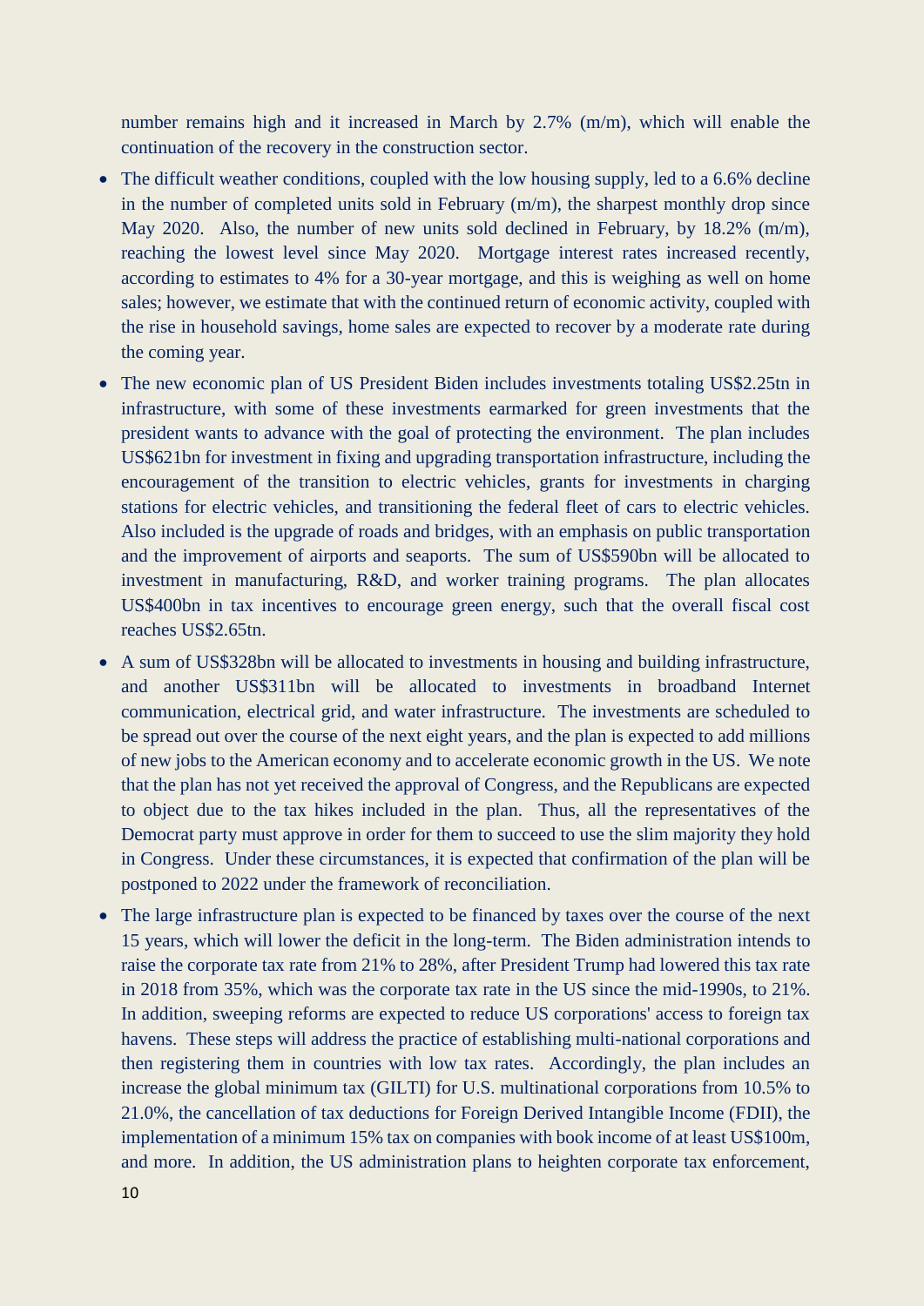number remains high and it increased in March by 2.7% (m/m), which will enable the continuation of the recovery in the construction sector.

- The difficult weather conditions, coupled with the low housing supply, led to a 6.6% decline in the number of completed units sold in February (m/m), the sharpest monthly drop since May 2020. Also, the number of new units sold declined in February, by 18.2% (m/m), reaching the lowest level since May 2020. Mortgage interest rates increased recently, according to estimates to 4% for a 30-year mortgage, and this is weighing as well on home sales; however, we estimate that with the continued return of economic activity, coupled with the rise in household savings, home sales are expected to recover by a moderate rate during the coming year.
- The new economic plan of US President Biden includes investments totaling US$2.25tn in infrastructure, with some of these investments earmarked for green investments that the president wants to advance with the goal of protecting the environment. The plan includes US$621bn for investment in fixing and upgrading transportation infrastructure, including the encouragement of the transition to electric vehicles, grants for investments in charging stations for electric vehicles, and transitioning the federal fleet of cars to electric vehicles. Also included is the upgrade of roads and bridges, with an emphasis on public transportation and the improvement of airports and seaports. The sum of US$590bn will be allocated to investment in manufacturing, R&D, and worker training programs. The plan allocates US$400bn in tax incentives to encourage green energy, such that the overall fiscal cost reaches US$2.65tn.
- A sum of US$328bn will be allocated to investments in housing and building infrastructure, and another US$311bn will be allocated to investments in broadband Internet communication, electrical grid, and water infrastructure. The investments are scheduled to be spread out over the course of the next eight years, and the plan is expected to add millions of new jobs to the American economy and to accelerate economic growth in the US. We note that the plan has not yet received the approval of Congress, and the Republicans are expected to object due to the tax hikes included in the plan. Thus, all the representatives of the Democrat party must approve in order for them to succeed to use the slim majority they hold in Congress. Under these circumstances, it is expected that confirmation of the plan will be postponed to 2022 under the framework of reconciliation.
- The large infrastructure plan is expected to be financed by taxes over the course of the next 15 years, which will lower the deficit in the long-term. The Biden administration intends to raise the corporate tax rate from 21% to 28%, after President Trump had lowered this tax rate in 2018 from 35%, which was the corporate tax rate in the US since the mid-1990s, to 21%. In addition, sweeping reforms are expected to reduce US corporations' access to foreign tax havens. These steps will address the practice of establishing multi-national corporations and then registering them in countries with low tax rates. Accordingly, the plan includes an increase the global minimum tax (GILTI) for U.S. multinational corporations from 10.5% to 21.0%, the cancellation of tax deductions for Foreign Derived Intangible Income (FDII), the implementation of a minimum 15% tax on companies with book income of at least US$100m, and more. In addition, the US administration plans to heighten corporate tax enforcement,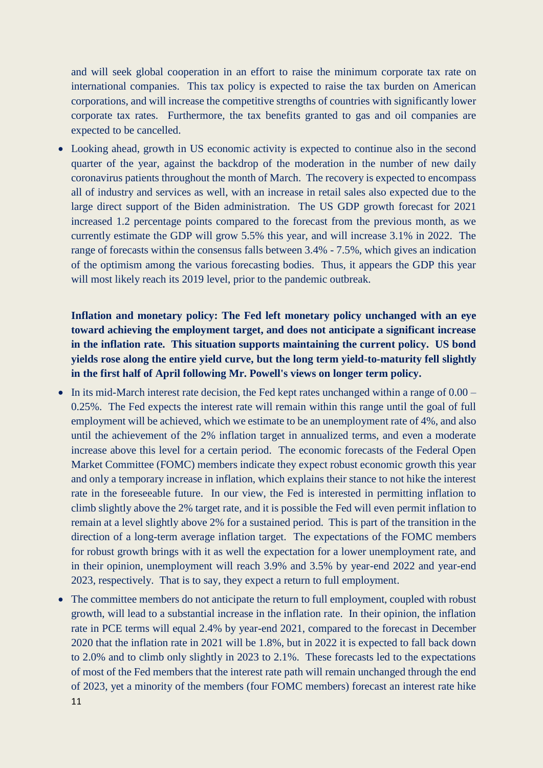and will seek global cooperation in an effort to raise the minimum corporate tax rate on international companies. This tax policy is expected to raise the tax burden on American corporations, and will increase the competitive strengths of countries with significantly lower corporate tax rates. Furthermore, the tax benefits granted to gas and oil companies are expected to be cancelled.

- Looking ahead, growth in US economic activity is expected to continue also in the second quarter of the year, against the backdrop of the moderation in the number of new daily coronavirus patients throughout the month of March. The recovery is expected to encompass all of industry and services as well, with an increase in retail sales also expected due to the large direct support of the Biden administration. The US GDP growth forecast for 2021 increased 1.2 percentage points compared to the forecast from the previous month, as we currently estimate the GDP will grow 5.5% this year, and will increase 3.1% in 2022. The range of forecasts within the consensus falls between 3.4% - 7.5%, which gives an indication of the optimism among the various forecasting bodies. Thus, it appears the GDP this year will most likely reach its 2019 level, prior to the pandemic outbreak.

**Inflation and monetary policy: The Fed left monetary policy unchanged with an eye toward achieving the employment target, and does not anticipate a significant increase in the inflation rate. This situation supports maintaining the current policy. US bond yields rose along the entire yield curve, but the long term yield-to-maturity fell slightly in the first half of April following Mr. Powell's views on longer term policy.**

- In its mid-March interest rate decision, the Fed kept rates unchanged within a range of 0.00 – 0.25%. The Fed expects the interest rate will remain within this range until the goal of full employment will be achieved, which we estimate to be an unemployment rate of 4%, and also until the achievement of the 2% inflation target in annualized terms, and even a moderate increase above this level for a certain period. The economic forecasts of the Federal Open Market Committee (FOMC) members indicate they expect robust economic growth this year and only a temporary increase in inflation, which explains their stance to not hike the interest rate in the foreseeable future. In our view, the Fed is interested in permitting inflation to climb slightly above the 2% target rate, and it is possible the Fed will even permit inflation to remain at a level slightly above 2% for a sustained period. This is part of the transition in the direction of a long-term average inflation target. The expectations of the FOMC members for robust growth brings with it as well the expectation for a lower unemployment rate, and in their opinion, unemployment will reach 3.9% and 3.5% by year-end 2022 and year-end 2023, respectively. That is to say, they expect a return to full employment.
- The committee members do not anticipate the return to full employment, coupled with robust growth, will lead to a substantial increase in the inflation rate. In their opinion, the inflation rate in PCE terms will equal 2.4% by year-end 2021, compared to the forecast in December 2020 that the inflation rate in 2021 will be 1.8%, but in 2022 it is expected to fall back down to 2.0% and to climb only slightly in 2023 to 2.1%. These forecasts led to the expectations of most of the Fed members that the interest rate path will remain unchanged through the end of 2023, yet a minority of the members (four FOMC members) forecast an interest rate hike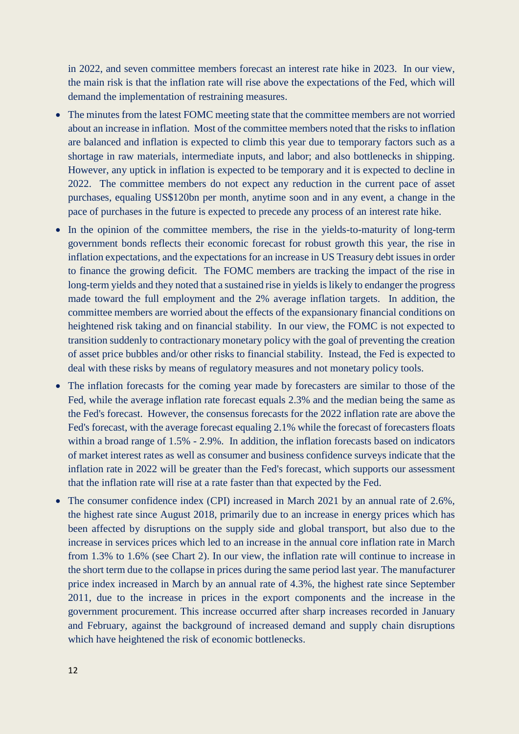in 2022, and seven committee members forecast an interest rate hike in 2023. In our view, the main risk is that the inflation rate will rise above the expectations of the Fed, which will demand the implementation of restraining measures.

- The minutes from the latest FOMC meeting state that the committee members are not worried about an increase in inflation. Most of the committee members noted that the risks to inflation are balanced and inflation is expected to climb this year due to temporary factors such as a shortage in raw materials, intermediate inputs, and labor; and also bottlenecks in shipping. However, any uptick in inflation is expected to be temporary and it is expected to decline in 2022. The committee members do not expect any reduction in the current pace of asset purchases, equaling US$120bn per month, anytime soon and in any event, a change in the pace of purchases in the future is expected to precede any process of an interest rate hike.
- In the opinion of the committee members, the rise in the yields-to-maturity of long-term government bonds reflects their economic forecast for robust growth this year, the rise in inflation expectations, and the expectations for an increase in US Treasury debt issues in order to finance the growing deficit. The FOMC members are tracking the impact of the rise in long-term yields and they noted that a sustained rise in yields is likely to endanger the progress made toward the full employment and the 2% average inflation targets. In addition, the committee members are worried about the effects of the expansionary financial conditions on heightened risk taking and on financial stability. In our view, the FOMC is not expected to transition suddenly to contractionary monetary policy with the goal of preventing the creation of asset price bubbles and/or other risks to financial stability. Instead, the Fed is expected to deal with these risks by means of regulatory measures and not monetary policy tools.
- The inflation forecasts for the coming year made by forecasters are similar to those of the Fed, while the average inflation rate forecast equals 2.3% and the median being the same as the Fed's forecast. However, the consensus forecasts for the 2022 inflation rate are above the Fed's forecast, with the average forecast equaling 2.1% while the forecast of forecasters floats within a broad range of 1.5% - 2.9%. In addition, the inflation forecasts based on indicators of market interest rates as well as consumer and business confidence surveys indicate that the inflation rate in 2022 will be greater than the Fed's forecast, which supports our assessment that the inflation rate will rise at a rate faster than that expected by the Fed.
- The consumer confidence index (CPI) increased in March 2021 by an annual rate of 2.6%, the highest rate since August 2018, primarily due to an increase in energy prices which has been affected by disruptions on the supply side and global transport, but also due to the increase in services prices which led to an increase in the annual core inflation rate in March from 1.3% to 1.6% (see Chart 2). In our view, the inflation rate will continue to increase in the short term due to the collapse in prices during the same period last year. The manufacturer price index increased in March by an annual rate of 4.3%, the highest rate since September 2011, due to the increase in prices in the export components and the increase in the government procurement. This increase occurred after sharp increases recorded in January and February, against the background of increased demand and supply chain disruptions which have heightened the risk of economic bottlenecks.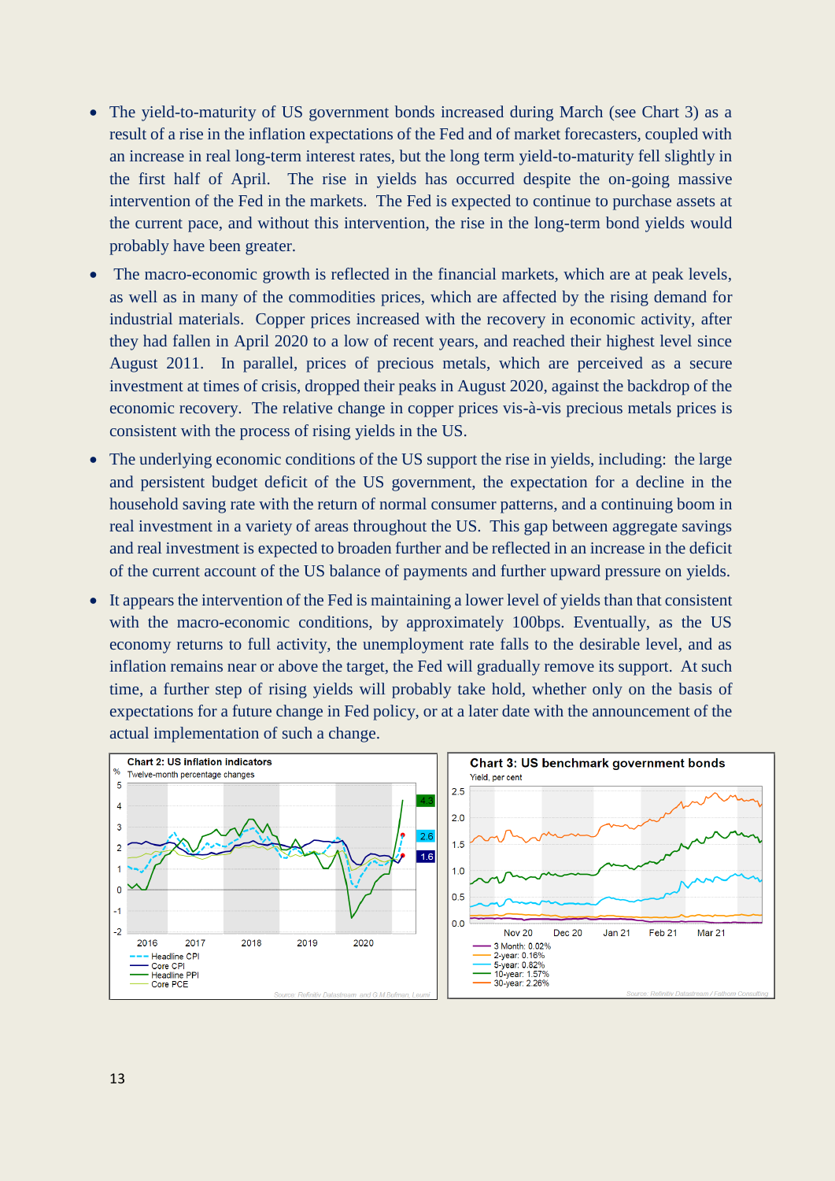- The yield-to-maturity of US government bonds increased during March (see Chart 3) as a result of a rise in the inflation expectations of the Fed and of market forecasters, coupled with an increase in real long-term interest rates, but the long term yield-to-maturity fell slightly in the first half of April. The rise in yields has occurred despite the on-going massive intervention of the Fed in the markets. The Fed is expected to continue to purchase assets at the current pace, and without this intervention, the rise in the long-term bond yields would probably have been greater.
- The macro-economic growth is reflected in the financial markets, which are at peak levels, as well as in many of the commodities prices, which are affected by the rising demand for industrial materials. Copper prices increased with the recovery in economic activity, after they had fallen in April 2020 to a low of recent years, and reached their highest level since August 2011. In parallel, prices of precious metals, which are perceived as a secure investment at times of crisis, dropped their peaks in August 2020, against the backdrop of the economic recovery. The relative change in copper prices vis-à-vis precious metals prices is consistent with the process of rising yields in the US.
- The underlying economic conditions of the US support the rise in yields, including: the large and persistent budget deficit of the US government, the expectation for a decline in the household saving rate with the return of normal consumer patterns, and a continuing boom in real investment in a variety of areas throughout the US. This gap between aggregate savings and real investment is expected to broaden further and be reflected in an increase in the deficit of the current account of the US balance of payments and further upward pressure on yields.
- It appears the intervention of the Fed is maintaining a lower level of yields than that consistent with the macro-economic conditions, by approximately 100bps. Eventually, as the US economy returns to full activity, the unemployment rate falls to the desirable level, and as inflation remains near or above the target, the Fed will gradually remove its support. At such time, a further step of rising yields will probably take hold, whether only on the basis of expectations for a future change in Fed policy, or at a later date with the announcement of the actual implementation of such a change.

**Chart 2: US inflation indicators**
Twelve-month percentage changes

Legend: Headline CPI (2.6), Core CPI (1.6), Headline PPI (4.3), Core PCE

Source: Refinitiv Datastream and G.M.Bofman, Leumi

**Chart 3: US benchmark government bonds**
Yield, per cent

Legend: 3 Month: 0.02%; 2-year: 0.16%; 5-year: 0.82%; 10-year: 1.57%; 30-year: 2.26%

Source: Refinitiv Datastream / Fathom Consulting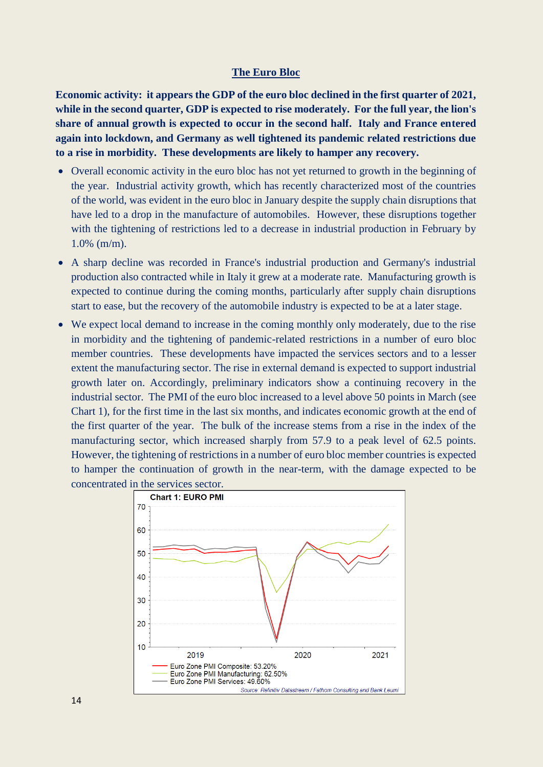## The Euro Bloc

**Economic activity: it appears the GDP of the euro bloc declined in the first quarter of 2021, while in the second quarter, GDP is expected to rise moderately. For the full year, the lion's share of annual growth is expected to occur in the second half. Italy and France entered again into lockdown, and Germany as well tightened its pandemic related restrictions due to a rise in morbidity. These developments are likely to hamper any recovery.**

- Overall economic activity in the euro bloc has not yet returned to growth in the beginning of the year. Industrial activity growth, which has recently characterized most of the countries of the world, was evident in the euro bloc in January despite the supply chain disruptions that have led to a drop in the manufacture of automobiles. However, these disruptions together with the tightening of restrictions led to a decrease in industrial production in February by 1.0% (m/m).
- A sharp decline was recorded in France's industrial production and Germany's industrial production also contracted while in Italy it grew at a moderate rate. Manufacturing growth is expected to continue during the coming months, particularly after supply chain disruptions start to ease, but the recovery of the automobile industry is expected to be at a later stage.
- We expect local demand to increase in the coming monthly only moderately, due to the rise in morbidity and the tightening of pandemic-related restrictions in a number of euro bloc member countries. These developments have impacted the services sectors and to a lesser extent the manufacturing sector. The rise in external demand is expected to support industrial growth later on. Accordingly, preliminary indicators show a continuing recovery in the industrial sector. The PMI of the euro bloc increased to a level above 50 points in March (see Chart 1), for the first time in the last six months, and indicates economic growth at the end of the first quarter of the year. The bulk of the increase stems from a rise in the index of the manufacturing sector, which increased sharply from 57.9 to a peak level of 62.5 points. However, the tightening of restrictions in a number of euro bloc member countries is expected to hamper the continuation of growth in the near-term, with the damage expected to be concentrated in the services sector.

**Chart 1: EURO PMI**

- Euro Zone PMI Composite: 53.20%
- Euro Zone PMI Manufacturing: 62.50%
- Euro Zone PMI Services: 49.60%

*Source: Refinitiv Datastream / Fathom Consulting and Bank Leumi*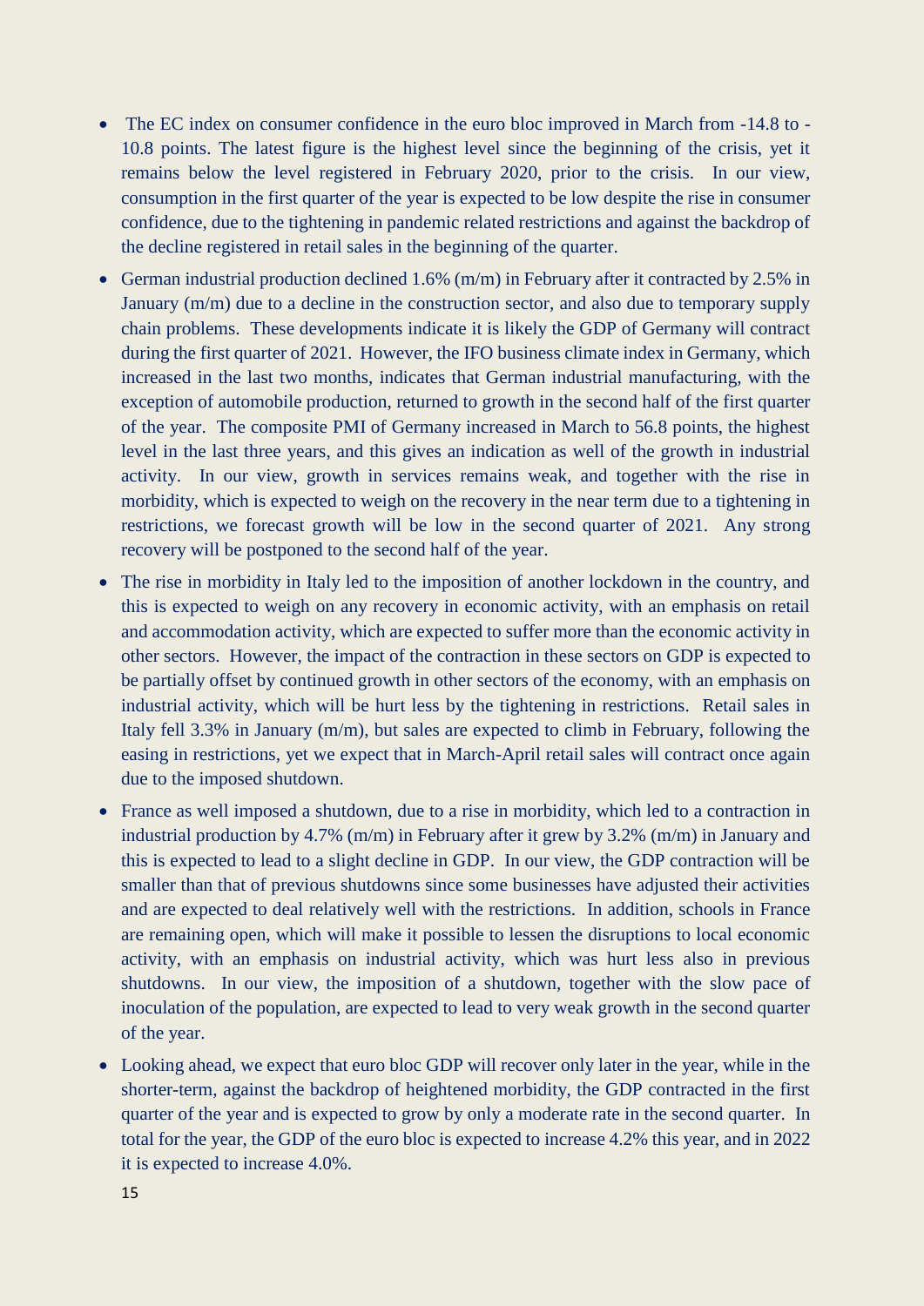- The EC index on consumer confidence in the euro bloc improved in March from -14.8 to -10.8 points. The latest figure is the highest level since the beginning of the crisis, yet it remains below the level registered in February 2020, prior to the crisis. In our view, consumption in the first quarter of the year is expected to be low despite the rise in consumer confidence, due to the tightening in pandemic related restrictions and against the backdrop of the decline registered in retail sales in the beginning of the quarter.
- German industrial production declined 1.6% (m/m) in February after it contracted by 2.5% in January (m/m) due to a decline in the construction sector, and also due to temporary supply chain problems. These developments indicate it is likely the GDP of Germany will contract during the first quarter of 2021. However, the IFO business climate index in Germany, which increased in the last two months, indicates that German industrial manufacturing, with the exception of automobile production, returned to growth in the second half of the first quarter of the year. The composite PMI of Germany increased in March to 56.8 points, the highest level in the last three years, and this gives an indication as well of the growth in industrial activity. In our view, growth in services remains weak, and together with the rise in morbidity, which is expected to weigh on the recovery in the near term due to a tightening in restrictions, we forecast growth will be low in the second quarter of 2021. Any strong recovery will be postponed to the second half of the year.
- The rise in morbidity in Italy led to the imposition of another lockdown in the country, and this is expected to weigh on any recovery in economic activity, with an emphasis on retail and accommodation activity, which are expected to suffer more than the economic activity in other sectors. However, the impact of the contraction in these sectors on GDP is expected to be partially offset by continued growth in other sectors of the economy, with an emphasis on industrial activity, which will be hurt less by the tightening in restrictions. Retail sales in Italy fell 3.3% in January (m/m), but sales are expected to climb in February, following the easing in restrictions, yet we expect that in March-April retail sales will contract once again due to the imposed shutdown.
- France as well imposed a shutdown, due to a rise in morbidity, which led to a contraction in industrial production by 4.7% (m/m) in February after it grew by 3.2% (m/m) in January and this is expected to lead to a slight decline in GDP. In our view, the GDP contraction will be smaller than that of previous shutdowns since some businesses have adjusted their activities and are expected to deal relatively well with the restrictions. In addition, schools in France are remaining open, which will make it possible to lessen the disruptions to local economic activity, with an emphasis on industrial activity, which was hurt less also in previous shutdowns. In our view, the imposition of a shutdown, together with the slow pace of inoculation of the population, are expected to lead to very weak growth in the second quarter of the year.
- Looking ahead, we expect that euro bloc GDP will recover only later in the year, while in the shorter-term, against the backdrop of heightened morbidity, the GDP contracted in the first quarter of the year and is expected to grow by only a moderate rate in the second quarter. In total for the year, the GDP of the euro bloc is expected to increase 4.2% this year, and in 2022 it is expected to increase 4.0%.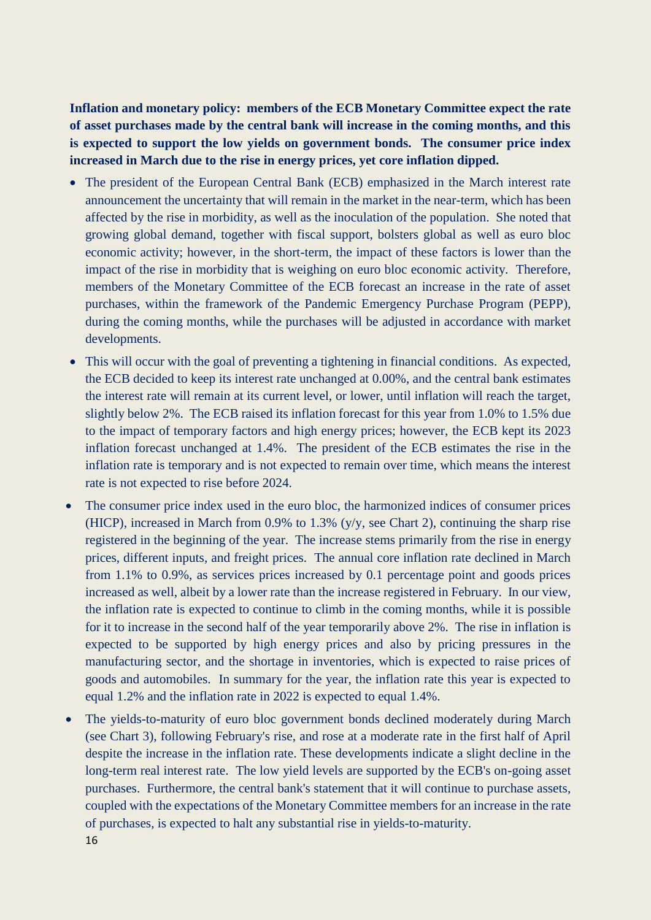**Inflation and monetary policy: members of the ECB Monetary Committee expect the rate of asset purchases made by the central bank will increase in the coming months, and this is expected to support the low yields on government bonds. The consumer price index increased in March due to the rise in energy prices, yet core inflation dipped.**

- The president of the European Central Bank (ECB) emphasized in the March interest rate announcement the uncertainty that will remain in the market in the near-term, which has been affected by the rise in morbidity, as well as the inoculation of the population. She noted that growing global demand, together with fiscal support, bolsters global as well as euro bloc economic activity; however, in the short-term, the impact of these factors is lower than the impact of the rise in morbidity that is weighing on euro bloc economic activity. Therefore, members of the Monetary Committee of the ECB forecast an increase in the rate of asset purchases, within the framework of the Pandemic Emergency Purchase Program (PEPP), during the coming months, while the purchases will be adjusted in accordance with market developments.
- This will occur with the goal of preventing a tightening in financial conditions. As expected, the ECB decided to keep its interest rate unchanged at 0.00%, and the central bank estimates the interest rate will remain at its current level, or lower, until inflation will reach the target, slightly below 2%. The ECB raised its inflation forecast for this year from 1.0% to 1.5% due to the impact of temporary factors and high energy prices; however, the ECB kept its 2023 inflation forecast unchanged at 1.4%. The president of the ECB estimates the rise in the inflation rate is temporary and is not expected to remain over time, which means the interest rate is not expected to rise before 2024.
- The consumer price index used in the euro bloc, the harmonized indices of consumer prices (HICP), increased in March from 0.9% to 1.3% (y/y, see Chart 2), continuing the sharp rise registered in the beginning of the year. The increase stems primarily from the rise in energy prices, different inputs, and freight prices. The annual core inflation rate declined in March from 1.1% to 0.9%, as services prices increased by 0.1 percentage point and goods prices increased as well, albeit by a lower rate than the increase registered in February. In our view, the inflation rate is expected to continue to climb in the coming months, while it is possible for it to increase in the second half of the year temporarily above 2%. The rise in inflation is expected to be supported by high energy prices and also by pricing pressures in the manufacturing sector, and the shortage in inventories, which is expected to raise prices of goods and automobiles. In summary for the year, the inflation rate this year is expected to equal 1.2% and the inflation rate in 2022 is expected to equal 1.4%.
- The yields-to-maturity of euro bloc government bonds declined moderately during March (see Chart 3), following February's rise, and rose at a moderate rate in the first half of April despite the increase in the inflation rate. These developments indicate a slight decline in the long-term real interest rate. The low yield levels are supported by the ECB's on-going asset purchases. Furthermore, the central bank's statement that it will continue to purchase assets, coupled with the expectations of the Monetary Committee members for an increase in the rate of purchases, is expected to halt any substantial rise in yields-to-maturity.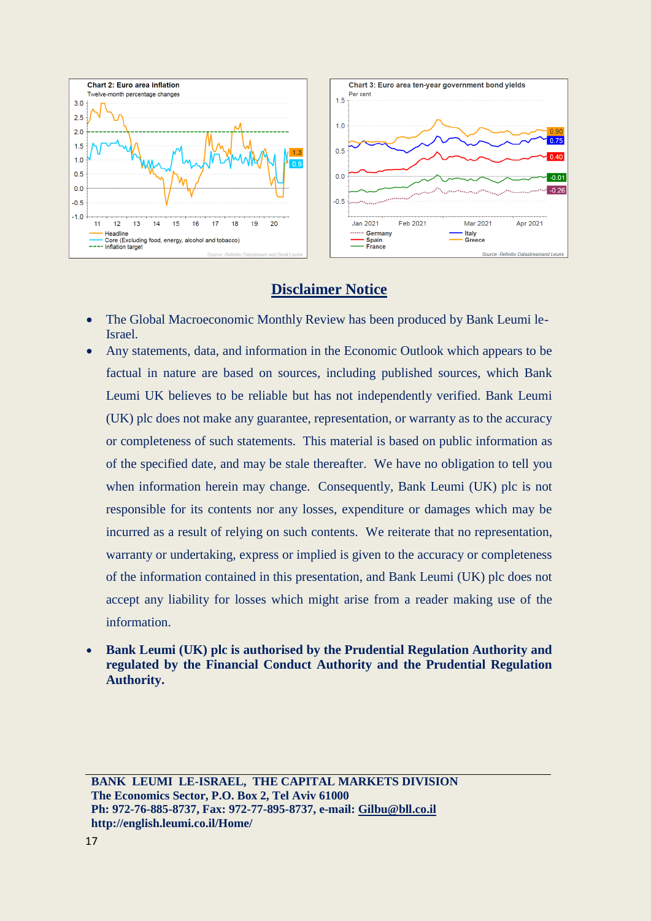Chart 2: Euro area inflation

Twelve-month percentage changes

3.0
2.5
2.0
1.5
1.0
0.5
0.0
-0.5
-1.0

11 12 13 14 15 16 17 18 19 20

1.3
0.9

Headline
Core (Excluding food, energy, alcohol and tobacco)
Inflation target

Source: Refinitiv Datastream and Bank Leumi

Chart 3: Euro area ten-year government bond yields

Per cent

1.5
1.0
0.5
0.0
-0.5

Jan 2021 Feb 2021 Mar 2021 Apr 2021

0.90
0.75
0.40
-0.01
-0.26

Germany
Spain
France
Italy
Greece

Source: Refinitiv Datastreamand Leumi

## Disclaimer Notice

- The Global Macroeconomic Monthly Review has been produced by Bank Leumi le-Israel.
- Any statements, data, and information in the Economic Outlook which appears to be factual in nature are based on sources, including published sources, which Bank Leumi UK believes to be reliable but has not independently verified. Bank Leumi (UK) plc does not make any guarantee, representation, or warranty as to the accuracy or completeness of such statements. This material is based on public information as of the specified date, and may be stale thereafter. We have no obligation to tell you when information herein may change. Consequently, Bank Leumi (UK) plc is not responsible for its contents nor any losses, expenditure or damages which may be incurred as a result of relying on such contents. We reiterate that no representation, warranty or undertaking, express or implied is given to the accuracy or completeness of the information contained in this presentation, and Bank Leumi (UK) plc does not accept any liability for losses which might arise from a reader making use of the information.
- **Bank Leumi (UK) plc is authorised by the Prudential Regulation Authority and regulated by the Financial Conduct Authority and the Prudential Regulation Authority.**

**BANK LEUMI LE-ISRAEL, THE CAPITAL MARKETS DIVISION**
**The Economics Sector, P.O. Box 2, Tel Aviv 61000**
**Ph: 972-76-885-8737, Fax: 972-77-895-8737, e-mail: Gilbu@bll.co.il**
**http://english.leumi.co.il/Home/**